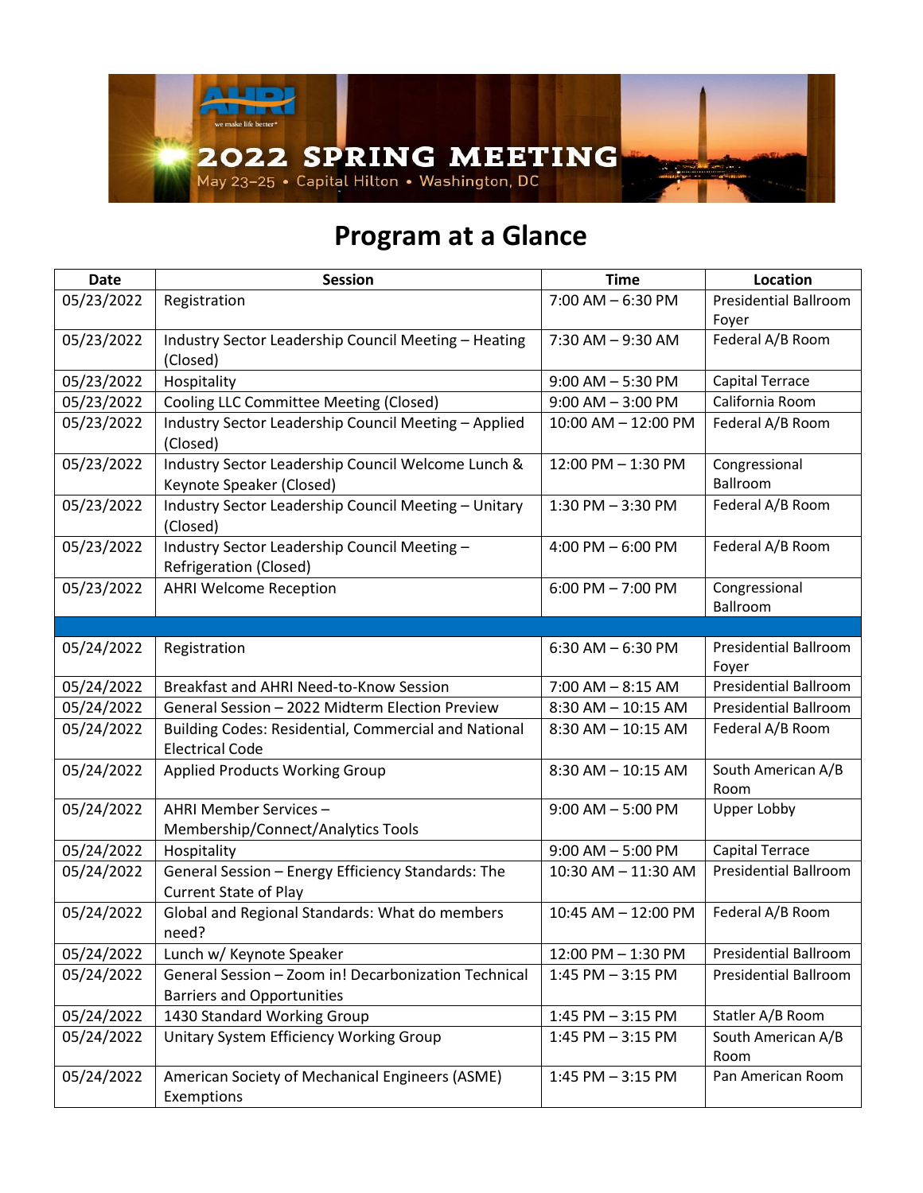AHRI

we make life better®

2022 SPRING MEETING

May 23–25 • Capital Hilton • Washington, DC

# Program at a Glance

| Date | Session | Time | Location |
|---|---|---|---|
| 05/23/2022 | Registration | 7:00 AM – 6:30 PM | Presidential Ballroom Foyer |
| 05/23/2022 | Industry Sector Leadership Council Meeting – Heating (Closed) | 7:30 AM – 9:30 AM | Federal A/B Room |
| 05/23/2022 | Hospitality | 9:00 AM – 5:30 PM | Capital Terrace |
| 05/23/2022 | Cooling LLC Committee Meeting (Closed) | 9:00 AM – 3:00 PM | California Room |
| 05/23/2022 | Industry Sector Leadership Council Meeting – Applied (Closed) | 10:00 AM – 12:00 PM | Federal A/B Room |
| 05/23/2022 | Industry Sector Leadership Council Welcome Lunch & Keynote Speaker (Closed) | 12:00 PM – 1:30 PM | Congressional Ballroom |
| 05/23/2022 | Industry Sector Leadership Council Meeting – Unitary (Closed) | 1:30 PM – 3:30 PM | Federal A/B Room |
| 05/23/2022 | Industry Sector Leadership Council Meeting – Refrigeration (Closed) | 4:00 PM – 6:00 PM | Federal A/B Room |
| 05/23/2022 | AHRI Welcome Reception | 6:00 PM – 7:00 PM | Congressional Ballroom |
| | | | |
| 05/24/2022 | Registration | 6:30 AM – 6:30 PM | Presidential Ballroom Foyer |
| 05/24/2022 | Breakfast and AHRI Need-to-Know Session | 7:00 AM – 8:15 AM | Presidential Ballroom |
| 05/24/2022 | General Session – 2022 Midterm Election Preview | 8:30 AM – 10:15 AM | Presidential Ballroom |
| 05/24/2022 | Building Codes: Residential, Commercial and National Electrical Code | 8:30 AM – 10:15 AM | Federal A/B Room |
| 05/24/2022 | Applied Products Working Group | 8:30 AM – 10:15 AM | South American A/B Room |
| 05/24/2022 | AHRI Member Services – Membership/Connect/Analytics Tools | 9:00 AM – 5:00 PM | Upper Lobby |
| 05/24/2022 | Hospitality | 9:00 AM – 5:00 PM | Capital Terrace |
| 05/24/2022 | General Session – Energy Efficiency Standards: The Current State of Play | 10:30 AM – 11:30 AM | Presidential Ballroom |
| 05/24/2022 | Global and Regional Standards: What do members need? | 10:45 AM – 12:00 PM | Federal A/B Room |
| 05/24/2022 | Lunch w/ Keynote Speaker | 12:00 PM – 1:30 PM | Presidential Ballroom |
| 05/24/2022 | General Session – Zoom in! Decarbonization Technical Barriers and Opportunities | 1:45 PM – 3:15 PM | Presidential Ballroom |
| 05/24/2022 | 1430 Standard Working Group | 1:45 PM – 3:15 PM | Statler A/B Room |
| 05/24/2022 | Unitary System Efficiency Working Group | 1:45 PM – 3:15 PM | South American A/B Room |
| 05/24/2022 | American Society of Mechanical Engineers (ASME) Exemptions | 1:45 PM – 3:15 PM | Pan American Room |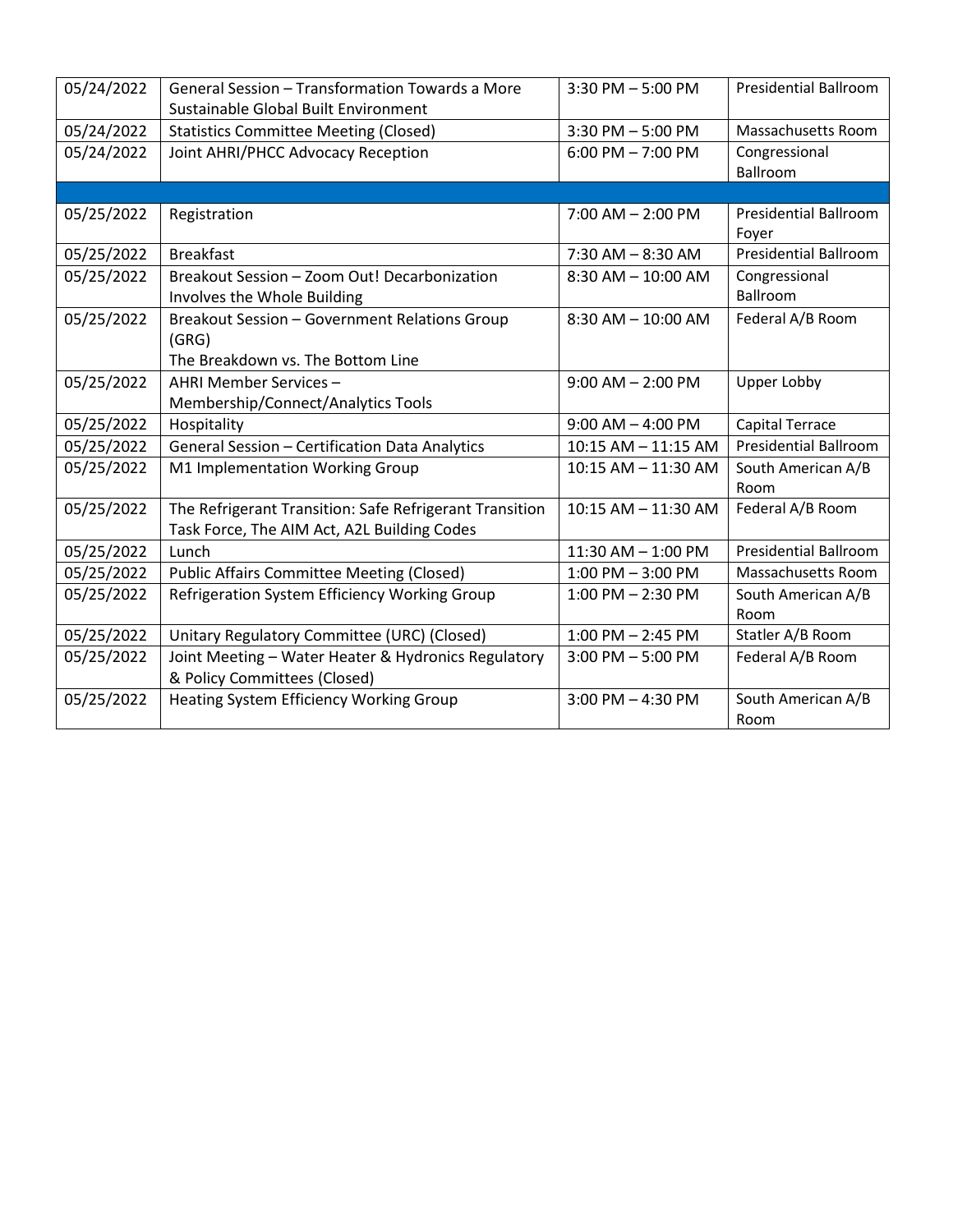| | | | |
|---|---|---|---|
| 05/24/2022 | General Session – Transformation Towards a More Sustainable Global Built Environment | 3:30 PM – 5:00 PM | Presidential Ballroom |
| 05/24/2022 | Statistics Committee Meeting (Closed) | 3:30 PM – 5:00 PM | Massachusetts Room |
| 05/24/2022 | Joint AHRI/PHCC Advocacy Reception | 6:00 PM – 7:00 PM | Congressional Ballroom |
| | | | |
| 05/25/2022 | Registration | 7:00 AM – 2:00 PM | Presidential Ballroom Foyer |
| 05/25/2022 | Breakfast | 7:30 AM – 8:30 AM | Presidential Ballroom |
| 05/25/2022 | Breakout Session – Zoom Out! Decarbonization Involves the Whole Building | 8:30 AM – 10:00 AM | Congressional Ballroom |
| 05/25/2022 | Breakout Session – Government Relations Group (GRG) The Breakdown vs. The Bottom Line | 8:30 AM – 10:00 AM | Federal A/B Room |
| 05/25/2022 | AHRI Member Services – Membership/Connect/Analytics Tools | 9:00 AM – 2:00 PM | Upper Lobby |
| 05/25/2022 | Hospitality | 9:00 AM – 4:00 PM | Capital Terrace |
| 05/25/2022 | General Session – Certification Data Analytics | 10:15 AM – 11:15 AM | Presidential Ballroom |
| 05/25/2022 | M1 Implementation Working Group | 10:15 AM – 11:30 AM | South American A/B Room |
| 05/25/2022 | The Refrigerant Transition: Safe Refrigerant Transition Task Force, The AIM Act, A2L Building Codes | 10:15 AM – 11:30 AM | Federal A/B Room |
| 05/25/2022 | Lunch | 11:30 AM – 1:00 PM | Presidential Ballroom |
| 05/25/2022 | Public Affairs Committee Meeting (Closed) | 1:00 PM – 3:00 PM | Massachusetts Room |
| 05/25/2022 | Refrigeration System Efficiency Working Group | 1:00 PM – 2:30 PM | South American A/B Room |
| 05/25/2022 | Unitary Regulatory Committee (URC) (Closed) | 1:00 PM – 2:45 PM | Statler A/B Room |
| 05/25/2022 | Joint Meeting – Water Heater & Hydronics Regulatory & Policy Committees (Closed) | 3:00 PM – 5:00 PM | Federal A/B Room |
| 05/25/2022 | Heating System Efficiency Working Group | 3:00 PM – 4:30 PM | South American A/B Room |